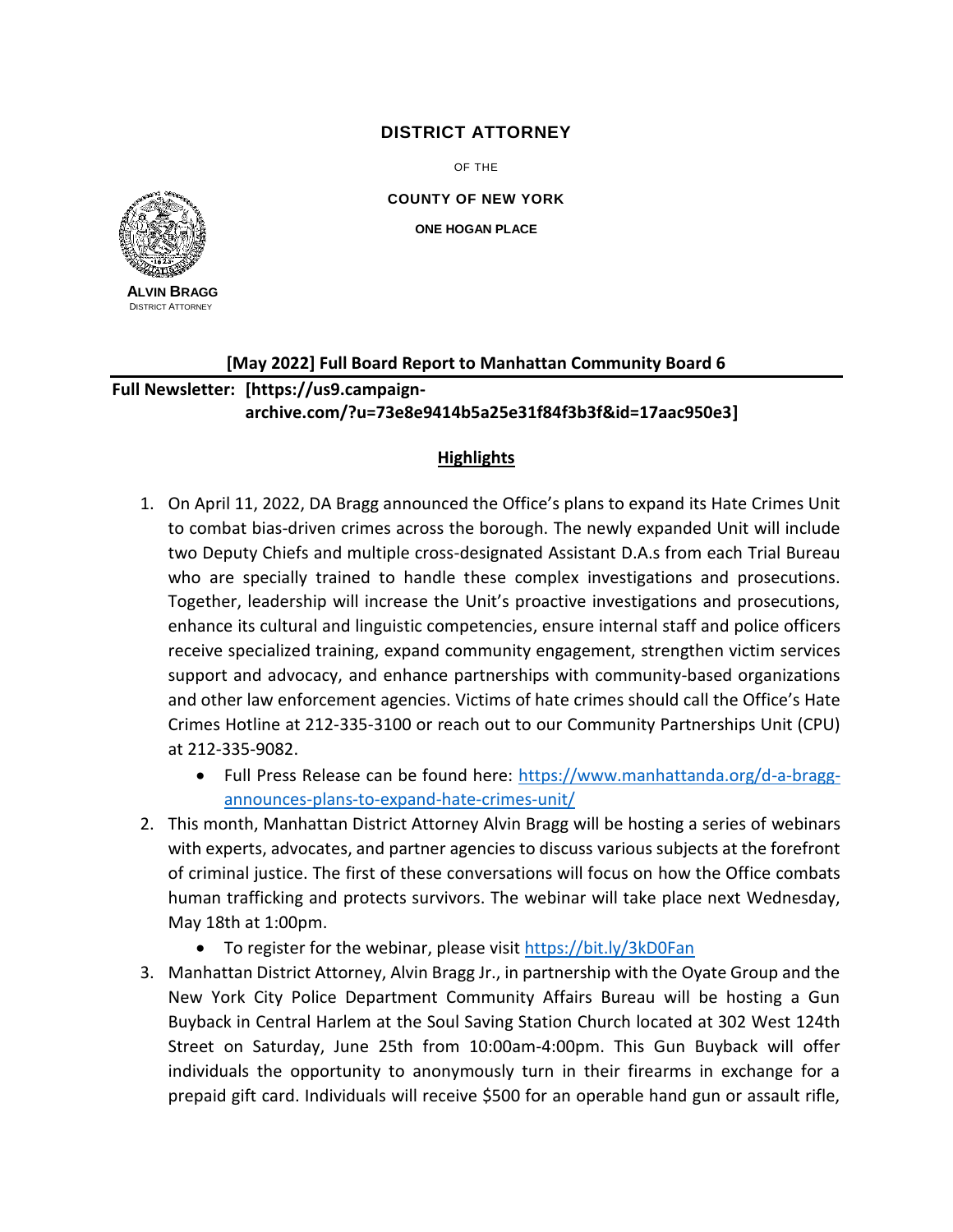**DISTRICT ATTORNEY**

OF THE

**COUNTY OF NEW YORK**

**ONE HOGAN PLACE**

**ALVIN BRAGG**
DISTRICT ATTORNEY

## [May 2022] Full Board Report to Manhattan Community Board 6

**Full Newsletter: [https://us9.campaign-archive.com/?u=73e8e9414b5a25e31f84f3b3f&id=17aac950e3]**

### Highlights

1. On April 11, 2022, DA Bragg announced the Office's plans to expand its Hate Crimes Unit to combat bias-driven crimes across the borough. The newly expanded Unit will include two Deputy Chiefs and multiple cross-designated Assistant D.A.s from each Trial Bureau who are specially trained to handle these complex investigations and prosecutions. Together, leadership will increase the Unit's proactive investigations and prosecutions, enhance its cultural and linguistic competencies, ensure internal staff and police officers receive specialized training, expand community engagement, strengthen victim services support and advocacy, and enhance partnerships with community-based organizations and other law enforcement agencies. Victims of hate crimes should call the Office's Hate Crimes Hotline at 212-335-3100 or reach out to our Community Partnerships Unit (CPU) at 212-335-9082.
   - Full Press Release can be found here: https://www.manhattanda.org/d-a-bragg-announces-plans-to-expand-hate-crimes-unit/
2. This month, Manhattan District Attorney Alvin Bragg will be hosting a series of webinars with experts, advocates, and partner agencies to discuss various subjects at the forefront of criminal justice. The first of these conversations will focus on how the Office combats human trafficking and protects survivors. The webinar will take place next Wednesday, May 18th at 1:00pm.
   - To register for the webinar, please visit https://bit.ly/3kD0Fan
3. Manhattan District Attorney, Alvin Bragg Jr., in partnership with the Oyate Group and the New York City Police Department Community Affairs Bureau will be hosting a Gun Buyback in Central Harlem at the Soul Saving Station Church located at 302 West 124th Street on Saturday, June 25th from 10:00am-4:00pm. This Gun Buyback will offer individuals the opportunity to anonymously turn in their firearms in exchange for a prepaid gift card. Individuals will receive $500 for an operable hand gun or assault rifle,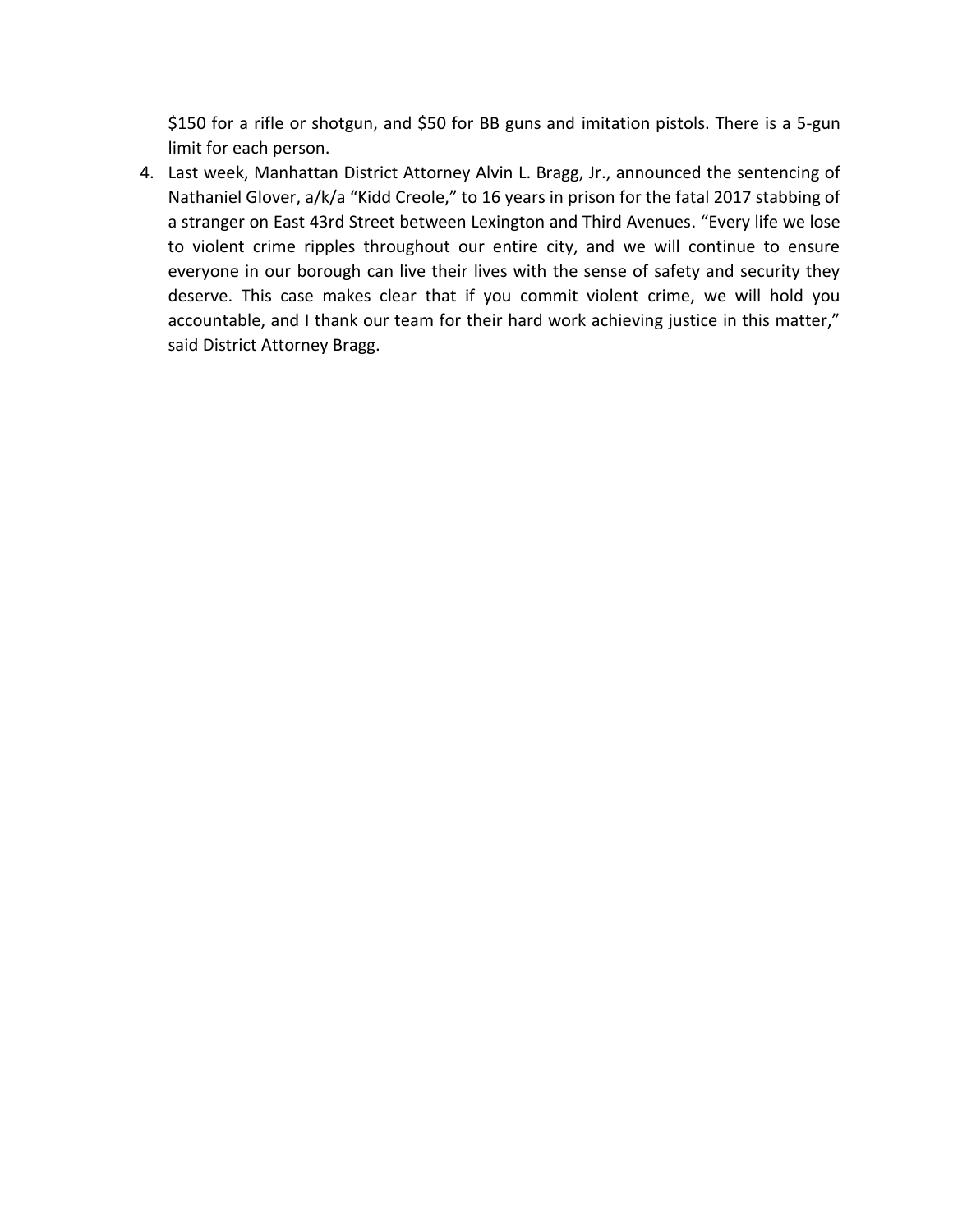$150 for a rifle or shotgun, and $50 for BB guns and imitation pistols. There is a 5-gun limit for each person.

4. Last week, Manhattan District Attorney Alvin L. Bragg, Jr., announced the sentencing of Nathaniel Glover, a/k/a "Kidd Creole," to 16 years in prison for the fatal 2017 stabbing of a stranger on East 43rd Street between Lexington and Third Avenues. "Every life we lose to violent crime ripples throughout our entire city, and we will continue to ensure everyone in our borough can live their lives with the sense of safety and security they deserve. This case makes clear that if you commit violent crime, we will hold you accountable, and I thank our team for their hard work achieving justice in this matter," said District Attorney Bragg.